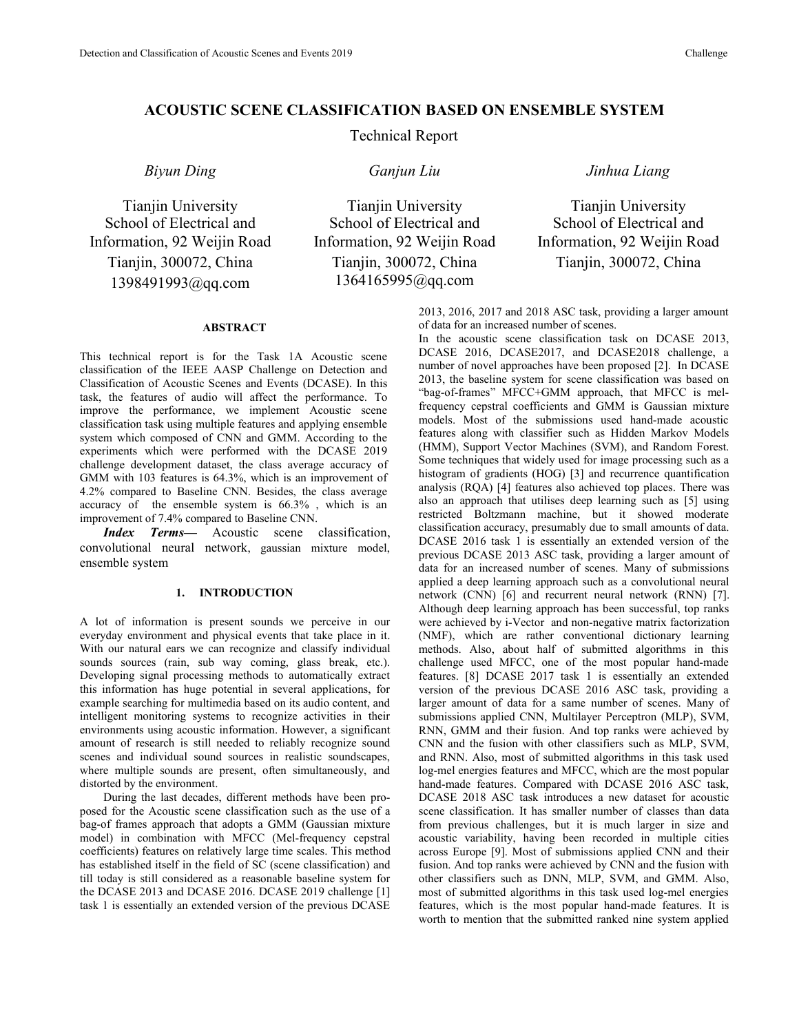# ACOUSTIC SCENE CLASSIFICATION BASED ON ENSEMBLE SYSTEM

Technical Report

*Biyun Ding*

Tianjin University
School of Electrical and Information, 92 Weijin Road
Tianjin, 300072, China
1398491993@qq.com

*Ganjun Liu*

Tianjin University
School of Electrical and Information, 92 Weijin Road
Tianjin, 300072, China
1364165995@qq.com

*Jinhua Liang*

Tianjin University
School of Electrical and Information, 92 Weijin Road
Tianjin, 300072, China

## ABSTRACT

This technical report is for the Task 1A Acoustic scene classification of the IEEE AASP Challenge on Detection and Classification of Acoustic Scenes and Events (DCASE). In this task, the features of audio will affect the performance. To improve the performance, we implement Acoustic scene classification task using multiple features and applying ensemble system which composed of CNN and GMM. According to the experiments which were performed with the DCASE 2019 challenge development dataset, the class average accuracy of GMM with 103 features is 64.3%, which is an improvement of 4.2% compared to Baseline CNN. Besides, the class average accuracy of the ensemble system is 66.3% , which is an improvement of 7.4% compared to Baseline CNN.

***Index Terms*—** Acoustic scene classification, convolutional neural network, gaussian mixture model, ensemble system

## 1. INTRODUCTION

A lot of information is present sounds we perceive in our everyday environment and physical events that take place in it. With our natural ears we can recognize and classify individual sounds sources (rain, sub way coming, glass break, etc.). Developing signal processing methods to automatically extract this information has huge potential in several applications, for example searching for multimedia based on its audio content, and intelligent monitoring systems to recognize activities in their environments using acoustic information. However, a significant amount of research is still needed to reliably recognize sound scenes and individual sound sources in realistic soundscapes, where multiple sounds are present, often simultaneously, and distorted by the environment.

During the last decades, different methods have been proposed for the Acoustic scene classification such as the use of a bag-of frames approach that adopts a GMM (Gaussian mixture model) in combination with MFCC (Mel-frequency cepstral coefficients) features on relatively large time scales. This method has established itself in the field of SC (scene classification) and till today is still considered as a reasonable baseline system for the DCASE 2013 and DCASE 2016. DCASE 2019 challenge [1] task 1 is essentially an extended version of the previous DCASE 2013, 2016, 2017 and 2018 ASC task, providing a larger amount of data for an increased number of scenes.

In the acoustic scene classification task on DCASE 2013, DCASE 2016, DCASE2017, and DCASE2018 challenge, a number of novel approaches have been proposed [2]. In DCASE 2013, the baseline system for scene classification was based on "bag-of-frames" MFCC+GMM approach, that MFCC is mel-frequency cepstral coefficients and GMM is Gaussian mixture models. Most of the submissions used hand-made acoustic features along with classifier such as Hidden Markov Models (HMM), Support Vector Machines (SVM), and Random Forest. Some techniques that widely used for image processing such as a histogram of gradients (HOG) [3] and recurrence quantification analysis (RQA) [4] features also achieved top places. There was also an approach that utilises deep learning such as [5] using restricted Boltzmann machine, but it showed moderate classification accuracy, presumably due to small amounts of data. DCASE 2016 task 1 is essentially an extended version of the previous DCASE 2013 ASC task, providing a larger amount of data for an increased number of scenes. Many of submissions applied a deep learning approach such as a convolutional neural network (CNN) [6] and recurrent neural network (RNN) [7]. Although deep learning approach has been successful, top ranks were achieved by i-Vector and non-negative matrix factorization (NMF), which are rather conventional dictionary learning methods. Also, about half of submitted algorithms in this challenge used MFCC, one of the most popular hand-made features. [8] DCASE 2017 task 1 is essentially an extended version of the previous DCASE 2016 ASC task, providing a larger amount of data for a same number of scenes. Many of submissions applied CNN, Multilayer Perceptron (MLP), SVM, RNN, GMM and their fusion. And top ranks were achieved by CNN and the fusion with other classifiers such as MLP, SVM, and RNN. Also, most of submitted algorithms in this task used log-mel energies features and MFCC, which are the most popular hand-made features. Compared with DCASE 2016 ASC task, DCASE 2018 ASC task introduces a new dataset for acoustic scene classification. It has smaller number of classes than data from previous challenges, but it is much larger in size and acoustic variability, having been recorded in multiple cities across Europe [9]. Most of submissions applied CNN and their fusion. And top ranks were achieved by CNN and the fusion with other classifiers such as DNN, MLP, SVM, and GMM. Also, most of submitted algorithms in this task used log-mel energies features, which is the most popular hand-made features. It is worth to mention that the submitted ranked nine system applied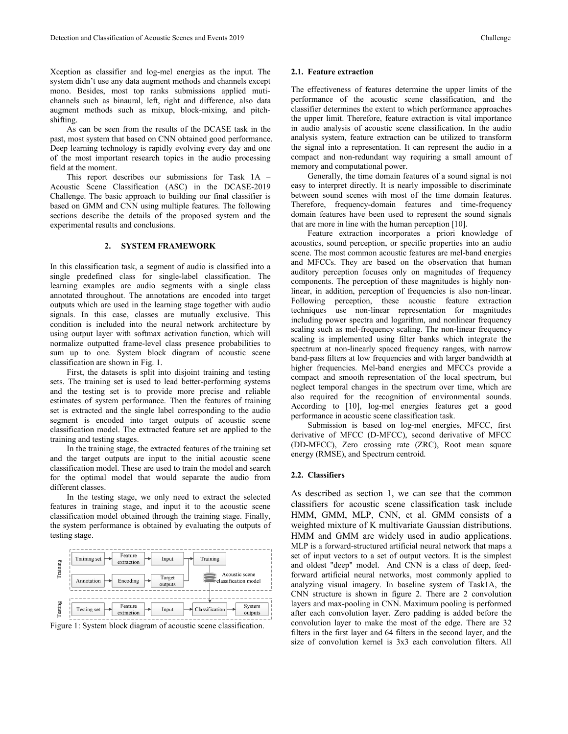Xception as classifier and log-mel energies as the input. The system didn't use any data augment methods and channels except mono. Besides, most top ranks submissions applied muti-channels such as binaural, left, right and difference, also data augment methods such as mixup, block-mixing, and pitch-shifting.

As can be seen from the results of the DCASE task in the past, most system that based on CNN obtained good performance. Deep learning technology is rapidly evolving every day and one of the most important research topics in the audio processing field at the moment.

This report describes our submissions for Task 1A – Acoustic Scene Classification (ASC) in the DCASE-2019 Challenge. The basic approach to building our final classifier is based on GMM and CNN using multiple features. The following sections describe the details of the proposed system and the experimental results and conclusions.

## 2. SYSTEM FRAMEWORK

In this classification task, a segment of audio is classified into a single predefined class for single-label classification. The learning examples are audio segments with a single class annotated throughout. The annotations are encoded into target outputs which are used in the learning stage together with audio signals. In this case, classes are mutually exclusive. This condition is included into the neural network architecture by using output layer with softmax activation function, which will normalize outputted frame-level class presence probabilities to sum up to one. System block diagram of acoustic scene classification are shown in Fig. 1.

First, the datasets is split into disjoint training and testing sets. The training set is used to lead better-performing systems and the testing set is to provide more precise and reliable estimates of system performance. Then the features of training set is extracted and the single label corresponding to the audio segment is encoded into target outputs of acoustic scene classification model. The extracted feature set are applied to the training and testing stages.

In the training stage, the extracted features of the training set and the target outputs are input to the initial acoustic scene classification model. These are used to train the model and search for the optimal model that would separate the audio from different classes.

In the testing stage, we only need to extract the selected features in training stage, and input it to the acoustic scene classification model obtained through the training stage. Finally, the system performance is obtained by evaluating the outputs of testing stage.

Training: Training set → Feature extraction → Input → Training; Annotation → Encoding → Target outputs; Acoustic scene classification model

Testing: Testing set → Feature extraction → Input → Classification → System outputs

Figure 1: System block diagram of acoustic scene classification.

### 2.1. Feature extraction

The effectiveness of features determine the upper limits of the performance of the acoustic scene classification, and the classifier determines the extent to which performance approaches the upper limit. Therefore, feature extraction is vital importance in audio analysis of acoustic scene classification. In the audio analysis system, feature extraction can be utilized to transform the signal into a representation. It can represent the audio in a compact and non-redundant way requiring a small amount of memory and computational power.

Generally, the time domain features of a sound signal is not easy to interpret directly. It is nearly impossible to discriminate between sound scenes with most of the time domain features. Therefore, frequency-domain features and time-frequency domain features have been used to represent the sound signals that are more in line with the human perception [10].

Feature extraction incorporates a priori knowledge of acoustics, sound perception, or specific properties into an audio scene. The most common acoustic features are mel-band energies and MFCCs. They are based on the observation that human auditory perception focuses only on magnitudes of frequency components. The perception of these magnitudes is highly non-linear, in addition, perception of frequencies is also non-linear. Following perception, these acoustic feature extraction techniques use non-linear representation for magnitudes including power spectra and logarithm, and nonlinear frequency scaling such as mel-frequency scaling. The non-linear frequency scaling is implemented using filter banks which integrate the spectrum at non-linearly spaced frequency ranges, with narrow band-pass filters at low frequencies and with larger bandwidth at higher frequencies. Mel-band energies and MFCCs provide a compact and smooth representation of the local spectrum, but neglect temporal changes in the spectrum over time, which are also required for the recognition of environmental sounds. According to [10], log-mel energies features get a good performance in acoustic scene classification task.

Submission is based on log-mel energies, MFCC, first derivative of MFCC (D-MFCC), second derivative of MFCC (DD-MFCC), Zero crossing rate (ZRC), Root mean square energy (RMSE), and Spectrum centroid.

### 2.2. Classifiers

As described as section 1, we can see that the common classifiers for acoustic scene classification task include HMM, GMM, MLP, CNN, et al. GMM consists of a weighted mixture of K multivariate Gaussian distributions. HMM and GMM are widely used in audio applications. MLP is a forward-structured artificial neural network that maps a set of input vectors to a set of output vectors. It is the simplest and oldest "deep" model. And CNN is a class of deep, feed-forward artificial neural networks, most commonly applied to analyzing visual imagery. In baseline system of Task1A, the CNN structure is shown in figure 2. There are 2 convolution layers and max-pooling in CNN. Maximum pooling is performed after each convolution layer. Zero padding is added before the convolution layer to make the most of the edge. There are 32 filters in the first layer and 64 filters in the second layer, and the size of convolution kernel is 3x3 each convolution filters. All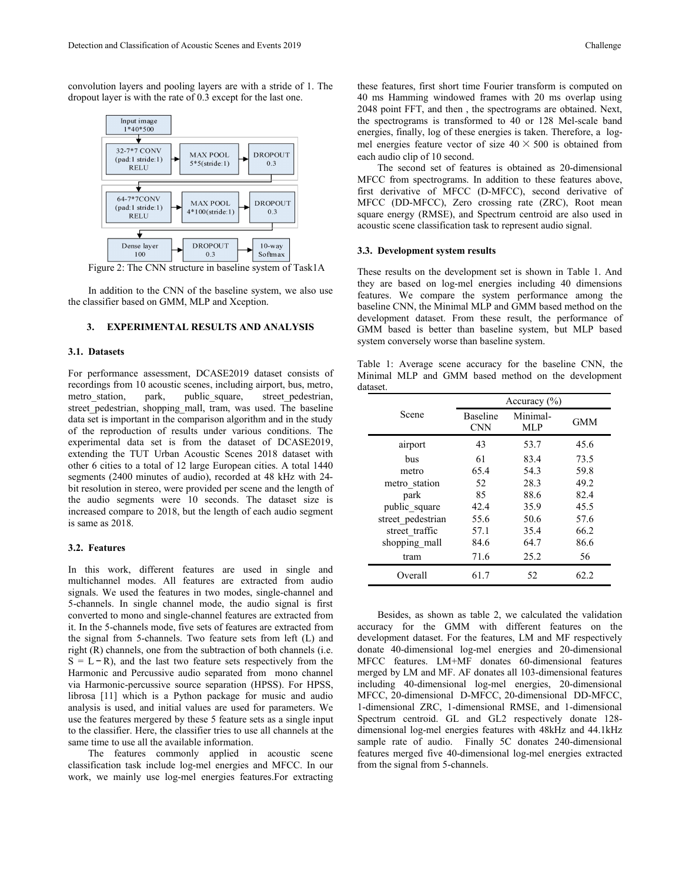convolution layers and pooling layers are with a stride of 1. The dropout layer is with the rate of 0.3 except for the last one.

Figure 2: The CNN structure in baseline system of Task1A

In addition to the CNN of the baseline system, we also use the classifier based on GMM, MLP and Xception.

## 3. EXPERIMENTAL RESULTS AND ANALYSIS

### 3.1. Datasets

For performance assessment, DCASE2019 dataset consists of recordings from 10 acoustic scenes, including airport, bus, metro, metro_station, park, public_square, street_pedestrian, street_pedestrian, shopping_mall, tram, was used. The baseline data set is important in the comparison algorithm and in the study of the reproduction of results under various conditions. The experimental data set is from the dataset of DCASE2019, extending the TUT Urban Acoustic Scenes 2018 dataset with other 6 cities to a total of 12 large European cities. A total 1440 segments (2400 minutes of audio), recorded at 48 kHz with 24-bit resolution in stereo, were provided per scene and the length of the audio segments were 10 seconds. The dataset size is increased compare to 2018, but the length of each audio segment is same as 2018.

### 3.2. Features

In this work, different features are used in single and multichannel modes. All features are extracted from audio signals. We used the features in two modes, single-channel and 5-channels. In single channel mode, the audio signal is first converted to mono and single-channel features are extracted from it. In the 5-channels mode, five sets of features are extracted from the signal from 5-channels. Two feature sets from left (L) and right (R) channels, one from the subtraction of both channels (i.e. $S = L - R$), and the last two feature sets respectively from the Harmonic and Percussive audio separated from mono channel via Harmonic-percussive source separation (HPSS). For HPSS, librosa [11] which is a Python package for music and audio analysis is used, and initial values are used for parameters. We use the features mergered by these 5 feature sets as a single input to the classifier. Here, the classifier tries to use all channels at the same time to use all the available information.

The features commonly applied in acoustic scene classification task include log-mel energies and MFCC. In our work, we mainly use log-mel energies features.For extracting these features, first short time Fourier transform is computed on 40 ms Hamming windowed frames with 20 ms overlap using 2048 point FFT, and then , the spectrograms are obtained. Next, the spectrograms is transformed to 40 or 128 Mel-scale band energies, finally, log of these energies is taken. Therefore, a log-mel energies feature vector of size $40 \times 500$ is obtained from each audio clip of 10 second.

The second set of features is obtained as 20-dimensional MFCC from spectrograms. In addition to these features above, first derivative of MFCC (D-MFCC), second derivative of MFCC (DD-MFCC), Zero crossing rate (ZRC), Root mean square energy (RMSE), and Spectrum centroid are also used in acoustic scene classification task to represent audio signal.

### 3.3. Development system results

These results on the development set is shown in Table 1. And they are based on log-mel energies including 40 dimensions features. We compare the system performance among the baseline CNN, the Minimal MLP and GMM based method on the development dataset. From these result, the performance of GMM based is better than baseline system, but MLP based system conversely worse than baseline system.

Table 1: Average scene accuracy for the baseline CNN, the Minimal MLP and GMM based method on the development dataset.

| Scene | Accuracy (%) | | |
|---|---|---|---|
| | Baseline CNN | Minimal-MLP | GMM |
| airport | 43 | 53.7 | 45.6 |
| bus | 61 | 83.4 | 73.5 |
| metro | 65.4 | 54.3 | 59.8 |
| metro_station | 52 | 28.3 | 49.2 |
| park | 85 | 88.6 | 82.4 |
| public_square | 42.4 | 35.9 | 45.5 |
| street_pedestrian | 55.6 | 50.6 | 57.6 |
| street_traffic | 57.1 | 35.4 | 66.2 |
| shopping_mall | 84.6 | 64.7 | 86.6 |
| tram | 71.6 | 25.2 | 56 |
| Overall | 61.7 | 52 | 62.2 |

Besides, as shown as table 2, we calculated the validation accuracy for the GMM with different features on the development dataset. For the features, LM and MF respectively donate 40-dimensional log-mel energies and 20-dimensional MFCC features. LM+MF donates 60-dimensional features merged by LM and MF. AF donates all 103-dimensional features including 40-dimensional log-mel energies, 20-dimensional MFCC, 20-dimensional D-MFCC, 20-dimensional DD-MFCC, 1-dimensional ZRC, 1-dimensional RMSE, and 1-dimensional Spectrum centroid. GL and GL2 respectively donate 128-dimensional log-mel energies features with 48kHz and 44.1kHz sample rate of audio. Finally 5C donates 240-dimensional features merged five 40-dimensional log-mel energies extracted from the signal from 5-channels.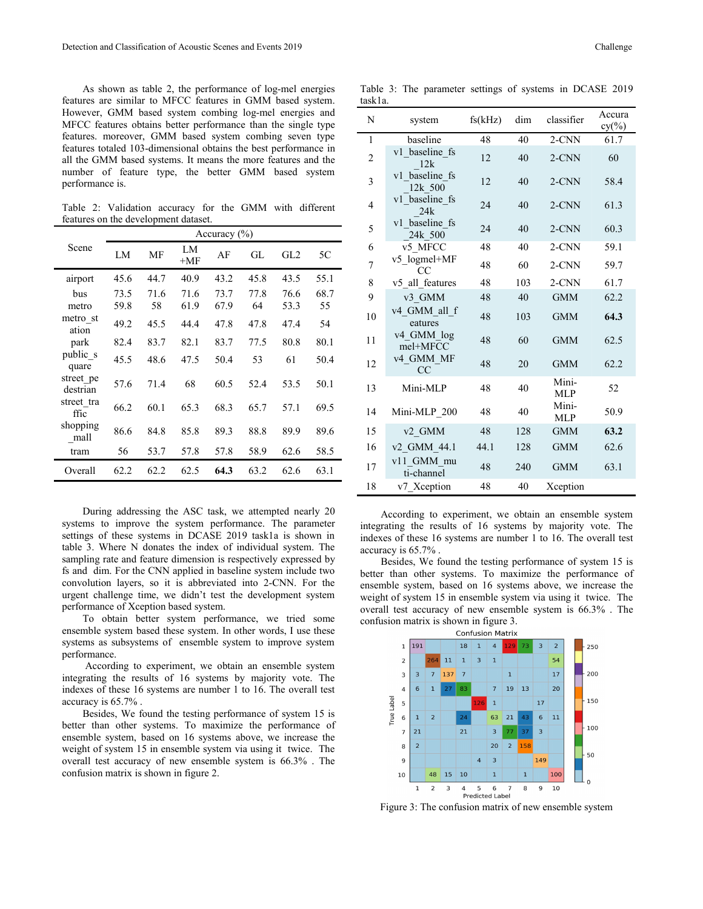As shown as table 2, the performance of log-mel energies features are similar to MFCC features in GMM based system. However, GMM based system combing log-mel energies and MFCC features obtains better performance than the single type features. moreover, GMM based system combing seven type features totaled 103-dimensional obtains the best performance in all the GMM based systems. It means the more features and the number of feature type, the better GMM based system performance is.

Table 2: Validation accuracy for the GMM with different features on the development dataset.

| Scene | Accuracy (%) | | | | | | |
|---|---|---|---|---|---|---|---|
| | LM | MF | LM +MF | AF | GL | GL2 | 5C |
| airport | 45.6 | 44.7 | 40.9 | 43.2 | 45.8 | 43.5 | 55.1 |
| bus | 73.5 | 71.6 | 71.6 | 73.7 | 77.8 | 76.6 | 68.7 |
| metro | 59.8 | 58 | 61.9 | 67.9 | 64 | 53.3 | 55 |
| metro_station | 49.2 | 45.5 | 44.4 | 47.8 | 47.8 | 47.4 | 54 |
| park | 82.4 | 83.7 | 82.1 | 83.7 | 77.5 | 80.8 | 80.1 |
| public_square | 45.5 | 48.6 | 47.5 | 50.4 | 53 | 61 | 50.4 |
| street_pedestrian | 57.6 | 71.4 | 68 | 60.5 | 52.4 | 53.5 | 50.1 |
| street_traffic | 66.2 | 60.1 | 65.3 | 68.3 | 65.7 | 57.1 | 69.5 |
| shopping_mall | 86.6 | 84.8 | 85.8 | 89.3 | 88.8 | 89.9 | 89.6 |
| tram | 56 | 53.7 | 57.8 | 57.8 | 58.9 | 62.6 | 58.5 |
| Overall | 62.2 | 62.2 | 62.5 | **64.3** | 63.2 | 62.6 | 63.1 |

During addressing the ASC task, we attempted nearly 20 systems to improve the system performance. The parameter settings of these systems in DCASE 2019 task1a is shown in table 3. Where N donates the index of individual system. The sampling rate and feature dimension is respectively expressed by fs and dim. For the CNN applied in baseline system include two convolution layers, so it is abbreviated into 2-CNN. For the urgent challenge time, we didn't test the development system performance of Xception based system.

To obtain better system performance, we tried some ensemble system based these system. In other words, I use these systems as subsystems of ensemble system to improve system performance.

According to experiment, we obtain an ensemble system integrating the results of 16 systems by majority vote. The indexes of these 16 systems are number 1 to 16. The overall test accuracy is 65.7% .

Besides, We found the testing performance of system 15 is better than other systems. To maximize the performance of ensemble system, based on 16 systems above, we increase the weight of system 15 in ensemble system via using it twice. The overall test accuracy of new ensemble system is 66.3% . The confusion matrix is shown in figure 2.

Table 3: The parameter settings of systems in DCASE 2019 task1a.

| N | system | fs(kHz) | dim | classifier | Accuracy(%) |
|---|---|---|---|---|---|
| 1 | baseline | 48 | 40 | 2-CNN | 61.7 |
| 2 | v1_baseline_fs_12k | 12 | 40 | 2-CNN | 60 |
| 3 | v1_baseline_fs_12k_500 | 12 | 40 | 2-CNN | 58.4 |
| 4 | v1_baseline_fs_24k | 24 | 40 | 2-CNN | 61.3 |
| 5 | v1_baseline_fs_24k_500 | 24 | 40 | 2-CNN | 60.3 |
| 6 | v5_MFCC | 48 | 40 | 2-CNN | 59.1 |
| 7 | v5_logmel+MFCC | 48 | 60 | 2-CNN | 59.7 |
| 8 | v5_all_features | 48 | 103 | 2-CNN | 61.7 |
| 9 | v3_GMM | 48 | 40 | GMM | 62.2 |
| 10 | v4_GMM_all_features | 48 | 103 | GMM | **64.3** |
| 11 | v4_GMM_logmel+MFCC | 48 | 60 | GMM | 62.5 |
| 12 | v4_GMM_MFCC | 48 | 20 | GMM | 62.2 |
| 13 | Mini-MLP | 48 | 40 | Mini-MLP | 52 |
| 14 | Mini-MLP_200 | 48 | 40 | Mini-MLP | 50.9 |
| 15 | v2_GMM | 48 | 128 | GMM | **63.2** |
| 16 | v2_GMM_44.1 | 44.1 | 128 | GMM | 62.6 |
| 17 | v11_GMM_multi-channel | 48 | 240 | GMM | 63.1 |
| 18 | v7_Xception | 48 | 40 | Xception | |

According to experiment, we obtain an ensemble system integrating the results of 16 systems by majority vote. The indexes of these 16 systems are number 1 to 16. The overall test accuracy is 65.7% .

Besides, We found the testing performance of system 15 is better than other systems. To maximize the performance of ensemble system, based on 16 systems above, we increase the weight of system 15 in ensemble system via using it twice. The overall test accuracy of new ensemble system is 66.3% . The confusion matrix is shown in figure 3.

Figure 3: The confusion matrix of new ensemble system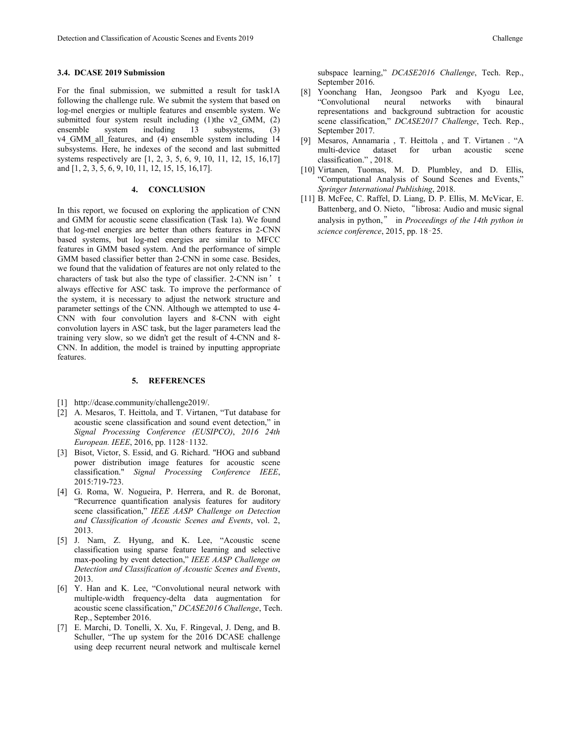### 3.4. DCASE 2019 Submission

For the final submission, we submitted a result for task1A following the challenge rule. We submit the system that based on log-mel energies or multiple features and ensemble system. We submitted four system result including (1)the v2_GMM, (2) ensemble system including 13 subsystems, (3) v4_GMM_all_features, and (4) ensemble system including 14 subsystems. Here, he indexes of the second and last submitted systems respectively are [1, 2, 3, 5, 6, 9, 10, 11, 12, 15, 16,17] and [1, 2, 3, 5, 6, 9, 10, 11, 12, 15, 15, 16,17].

## 4. CONCLUSION

In this report, we focused on exploring the application of CNN and GMM for acoustic scene classification (Task 1a). We found that log-mel energies are better than others features in 2-CNN based systems, but log-mel energies are similar to MFCC features in GMM based system. And the performance of simple GMM based classifier better than 2-CNN in some case. Besides, we found that the validation of features are not only related to the characters of task but also the type of classifier. 2-CNN isn't always effective for ASC task. To improve the performance of the system, it is necessary to adjust the network structure and parameter settings of the CNN. Although we attempted to use 4-CNN with four convolution layers and 8-CNN with eight convolution layers in ASC task, but the lager parameters lead the training very slow, so we didn't get the result of 4-CNN and 8-CNN. In addition, the model is trained by inputting appropriate features.

## 5. REFERENCES

[1] http://dcase.community/challenge2019/.

[2] A. Mesaros, T. Heittola, and T. Virtanen, "Tut database for acoustic scene classification and sound event detection," in *Signal Processing Conference (EUSIPCO), 2016 24th European. IEEE*, 2016, pp. 1128–1132.

[3] Bisot, Victor, S. Essid, and G. Richard. "HOG and subband power distribution image features for acoustic scene classification." *Signal Processing Conference IEEE*, 2015:719-723.

[4] G. Roma, W. Nogueira, P. Herrera, and R. de Boronat, "Recurrence quantification analysis features for auditory scene classification," *IEEE AASP Challenge on Detection and Classification of Acoustic Scenes and Events*, vol. 2, 2013.

[5] J. Nam, Z. Hyung, and K. Lee, "Acoustic scene classification using sparse feature learning and selective max-pooling by event detection," *IEEE AASP Challenge on Detection and Classification of Acoustic Scenes and Events*, 2013.

[6] Y. Han and K. Lee, "Convolutional neural network with multiple-width frequency-delta data augmentation for acoustic scene classification," *DCASE2016 Challenge*, Tech. Rep., September 2016.

[7] E. Marchi, D. Tonelli, X. Xu, F. Ringeval, J. Deng, and B. Schuller, "The up system for the 2016 DCASE challenge using deep recurrent neural network and multiscale kernel subspace learning," *DCASE2016 Challenge*, Tech. Rep., September 2016.

[8] Yoonchang Han, Jeongsoo Park and Kyogu Lee, "Convolutional neural networks with binaural representations and background subtraction for acoustic scene classification," *DCASE2017 Challenge*, Tech. Rep., September 2017.

[9] Mesaros, Annamaria , T. Heittola , and T. Virtanen . "A multi-device dataset for urban acoustic scene classification." , 2018.

[10] Virtanen, Tuomas, M. D. Plumbley, and D. Ellis, "Computational Analysis of Sound Scenes and Events," *Springer International Publishing*, 2018.

[11] B. McFee, C. Raffel, D. Liang, D. P. Ellis, M. McVicar, E. Battenberg, and O. Nieto, "librosa: Audio and music signal analysis in python," in *Proceedings of the 14th python in science conference*, 2015, pp. 18–25.